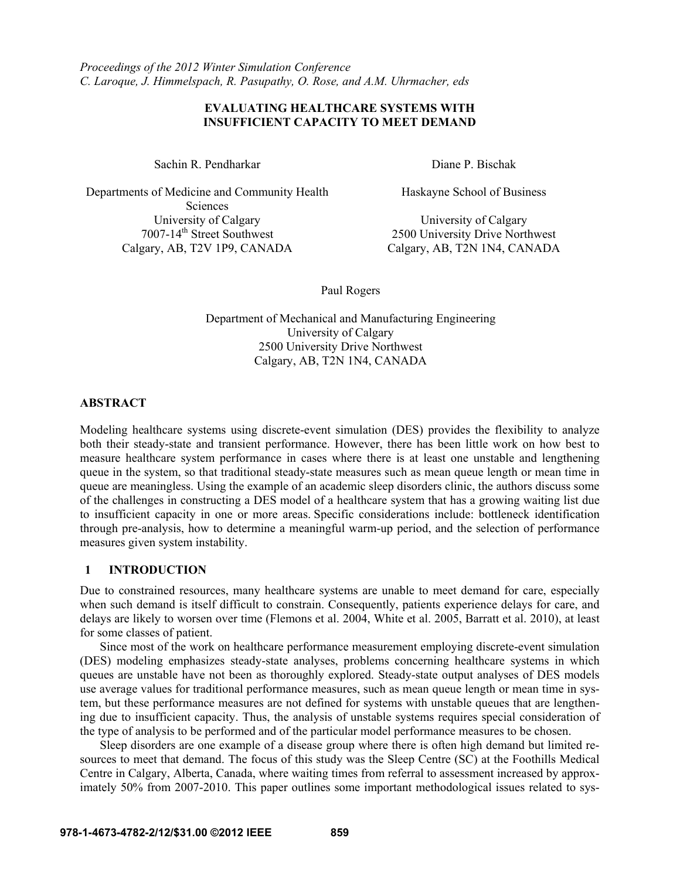*Proceedings of the 2012 Winter Simulation Conference*
*C. Laroque, J. Himmelspach, R. Pasupathy, O. Rose, and A.M. Uhrmacher, eds*

# EVALUATING HEALTHCARE SYSTEMS WITH INSUFFICIENT CAPACITY TO MEET DEMAND

Sachin R. Pendharkar

Departments of Medicine and Community Health Sciences
University of Calgary
7007-14th Street Southwest
Calgary, AB, T2V 1P9, CANADA

Diane P. Bischak

Haskayne School of Business

University of Calgary
2500 University Drive Northwest
Calgary, AB, T2N 1N4, CANADA

Paul Rogers

Department of Mechanical and Manufacturing Engineering
University of Calgary
2500 University Drive Northwest
Calgary, AB, T2N 1N4, CANADA

## ABSTRACT

Modeling healthcare systems using discrete-event simulation (DES) provides the flexibility to analyze both their steady-state and transient performance. However, there has been little work on how best to measure healthcare system performance in cases where there is at least one unstable and lengthening queue in the system, so that traditional steady-state measures such as mean queue length or mean time in queue are meaningless. Using the example of an academic sleep disorders clinic, the authors discuss some of the challenges in constructing a DES model of a healthcare system that has a growing waiting list due to insufficient capacity in one or more areas. Specific considerations include: bottleneck identification through pre-analysis, how to determine a meaningful warm-up period, and the selection of performance measures given system instability.

## 1 INTRODUCTION

Due to constrained resources, many healthcare systems are unable to meet demand for care, especially when such demand is itself difficult to constrain. Consequently, patients experience delays for care, and delays are likely to worsen over time (Flemons et al. 2004, White et al. 2005, Barratt et al. 2010), at least for some classes of patient.

Since most of the work on healthcare performance measurement employing discrete-event simulation (DES) modeling emphasizes steady-state analyses, problems concerning healthcare systems in which queues are unstable have not been as thoroughly explored. Steady-state output analyses of DES models use average values for traditional performance measures, such as mean queue length or mean time in system, but these performance measures are not defined for systems with unstable queues that are lengthening due to insufficient capacity. Thus, the analysis of unstable systems requires special consideration of the type of analysis to be performed and of the particular model performance measures to be chosen.

Sleep disorders are one example of a disease group where there is often high demand but limited resources to meet that demand. The focus of this study was the Sleep Centre (SC) at the Foothills Medical Centre in Calgary, Alberta, Canada, where waiting times from referral to assessment increased by approximately 50% from 2007-2010. This paper outlines some important methodological issues related to sys-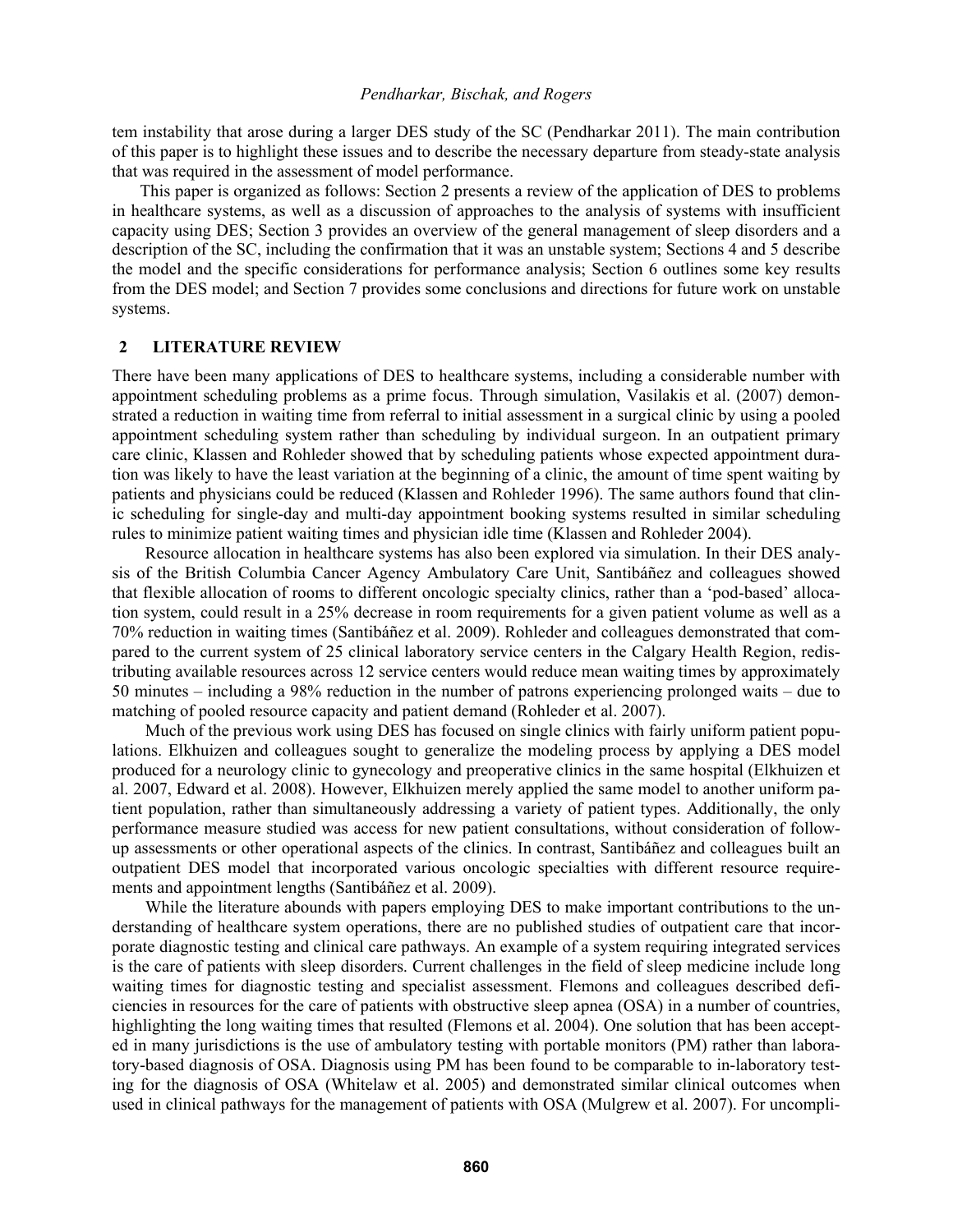tem instability that arose during a larger DES study of the SC (Pendharkar 2011). The main contribution of this paper is to highlight these issues and to describe the necessary departure from steady-state analysis that was required in the assessment of model performance.

This paper is organized as follows: Section 2 presents a review of the application of DES to problems in healthcare systems, as well as a discussion of approaches to the analysis of systems with insufficient capacity using DES; Section 3 provides an overview of the general management of sleep disorders and a description of the SC, including the confirmation that it was an unstable system; Sections 4 and 5 describe the model and the specific considerations for performance analysis; Section 6 outlines some key results from the DES model; and Section 7 provides some conclusions and directions for future work on unstable systems.

## 2 LITERATURE REVIEW

There have been many applications of DES to healthcare systems, including a considerable number with appointment scheduling problems as a prime focus. Through simulation, Vasilakis et al. (2007) demonstrated a reduction in waiting time from referral to initial assessment in a surgical clinic by using a pooled appointment scheduling system rather than scheduling by individual surgeon. In an outpatient primary care clinic, Klassen and Rohleder showed that by scheduling patients whose expected appointment duration was likely to have the least variation at the beginning of a clinic, the amount of time spent waiting by patients and physicians could be reduced (Klassen and Rohleder 1996). The same authors found that clinic scheduling for single-day and multi-day appointment booking systems resulted in similar scheduling rules to minimize patient waiting times and physician idle time (Klassen and Rohleder 2004).

Resource allocation in healthcare systems has also been explored via simulation. In their DES analysis of the British Columbia Cancer Agency Ambulatory Care Unit, Santibáñez and colleagues showed that flexible allocation of rooms to different oncologic specialty clinics, rather than a 'pod-based' allocation system, could result in a 25% decrease in room requirements for a given patient volume as well as a 70% reduction in waiting times (Santibáñez et al. 2009). Rohleder and colleagues demonstrated that compared to the current system of 25 clinical laboratory service centers in the Calgary Health Region, redistributing available resources across 12 service centers would reduce mean waiting times by approximately 50 minutes – including a 98% reduction in the number of patrons experiencing prolonged waits – due to matching of pooled resource capacity and patient demand (Rohleder et al. 2007).

Much of the previous work using DES has focused on single clinics with fairly uniform patient populations. Elkhuizen and colleagues sought to generalize the modeling process by applying a DES model produced for a neurology clinic to gynecology and preoperative clinics in the same hospital (Elkhuizen et al. 2007, Edward et al. 2008). However, Elkhuizen merely applied the same model to another uniform patient population, rather than simultaneously addressing a variety of patient types. Additionally, the only performance measure studied was access for new patient consultations, without consideration of follow-up assessments or other operational aspects of the clinics. In contrast, Santibáñez and colleagues built an outpatient DES model that incorporated various oncologic specialties with different resource requirements and appointment lengths (Santibáñez et al. 2009).

While the literature abounds with papers employing DES to make important contributions to the understanding of healthcare system operations, there are no published studies of outpatient care that incorporate diagnostic testing and clinical care pathways. An example of a system requiring integrated services is the care of patients with sleep disorders. Current challenges in the field of sleep medicine include long waiting times for diagnostic testing and specialist assessment. Flemons and colleagues described deficiencies in resources for the care of patients with obstructive sleep apnea (OSA) in a number of countries, highlighting the long waiting times that resulted (Flemons et al. 2004). One solution that has been accepted in many jurisdictions is the use of ambulatory testing with portable monitors (PM) rather than laboratory-based diagnosis of OSA. Diagnosis using PM has been found to be comparable to in-laboratory testing for the diagnosis of OSA (Whitelaw et al. 2005) and demonstrated similar clinical outcomes when used in clinical pathways for the management of patients with OSA (Mulgrew et al. 2007). For uncompli-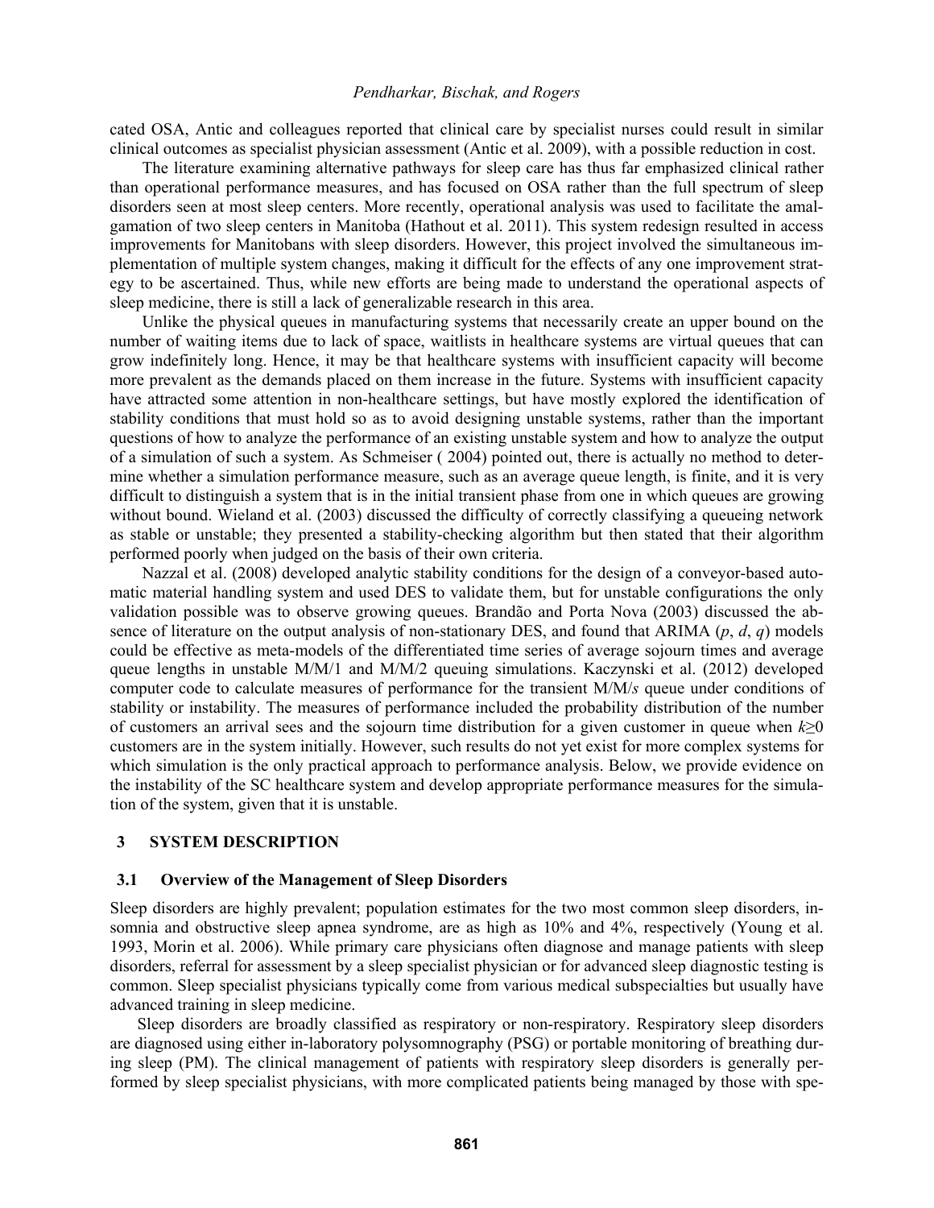cated OSA, Antic and colleagues reported that clinical care by specialist nurses could result in similar clinical outcomes as specialist physician assessment (Antic et al. 2009), with a possible reduction in cost.

The literature examining alternative pathways for sleep care has thus far emphasized clinical rather than operational performance measures, and has focused on OSA rather than the full spectrum of sleep disorders seen at most sleep centers. More recently, operational analysis was used to facilitate the amalgamation of two sleep centers in Manitoba (Hathout et al. 2011). This system redesign resulted in access improvements for Manitobans with sleep disorders. However, this project involved the simultaneous implementation of multiple system changes, making it difficult for the effects of any one improvement strategy to be ascertained. Thus, while new efforts are being made to understand the operational aspects of sleep medicine, there is still a lack of generalizable research in this area.

Unlike the physical queues in manufacturing systems that necessarily create an upper bound on the number of waiting items due to lack of space, waitlists in healthcare systems are virtual queues that can grow indefinitely long. Hence, it may be that healthcare systems with insufficient capacity will become more prevalent as the demands placed on them increase in the future. Systems with insufficient capacity have attracted some attention in non-healthcare settings, but have mostly explored the identification of stability conditions that must hold so as to avoid designing unstable systems, rather than the important questions of how to analyze the performance of an existing unstable system and how to analyze the output of a simulation of such a system. As Schmeiser ( 2004) pointed out, there is actually no method to determine whether a simulation performance measure, such as an average queue length, is finite, and it is very difficult to distinguish a system that is in the initial transient phase from one in which queues are growing without bound. Wieland et al. (2003) discussed the difficulty of correctly classifying a queueing network as stable or unstable; they presented a stability-checking algorithm but then stated that their algorithm performed poorly when judged on the basis of their own criteria.

Nazzal et al. (2008) developed analytic stability conditions for the design of a conveyor-based automatic material handling system and used DES to validate them, but for unstable configurations the only validation possible was to observe growing queues. Brandão and Porta Nova (2003) discussed the absence of literature on the output analysis of non-stationary DES, and found that ARIMA ($p$, $d$, $q$) models could be effective as meta-models of the differentiated time series of average sojourn times and average queue lengths in unstable M/M/1 and M/M/2 queuing simulations. Kaczynski et al. (2012) developed computer code to calculate measures of performance for the transient M/M/$s$ queue under conditions of stability or instability. The measures of performance included the probability distribution of the number of customers an arrival sees and the sojourn time distribution for a given customer in queue when $k \geq 0$ customers are in the system initially. However, such results do not yet exist for more complex systems for which simulation is the only practical approach to performance analysis. Below, we provide evidence on the instability of the SC healthcare system and develop appropriate performance measures for the simulation of the system, given that it is unstable.

## 3 SYSTEM DESCRIPTION

### 3.1 Overview of the Management of Sleep Disorders

Sleep disorders are highly prevalent; population estimates for the two most common sleep disorders, insomnia and obstructive sleep apnea syndrome, are as high as 10% and 4%, respectively (Young et al. 1993, Morin et al. 2006). While primary care physicians often diagnose and manage patients with sleep disorders, referral for assessment by a sleep specialist physician or for advanced sleep diagnostic testing is common. Sleep specialist physicians typically come from various medical subspecialties but usually have advanced training in sleep medicine.

Sleep disorders are broadly classified as respiratory or non-respiratory. Respiratory sleep disorders are diagnosed using either in-laboratory polysomnography (PSG) or portable monitoring of breathing during sleep (PM). The clinical management of patients with respiratory sleep disorders is generally performed by sleep specialist physicians, with more complicated patients being managed by those with spe-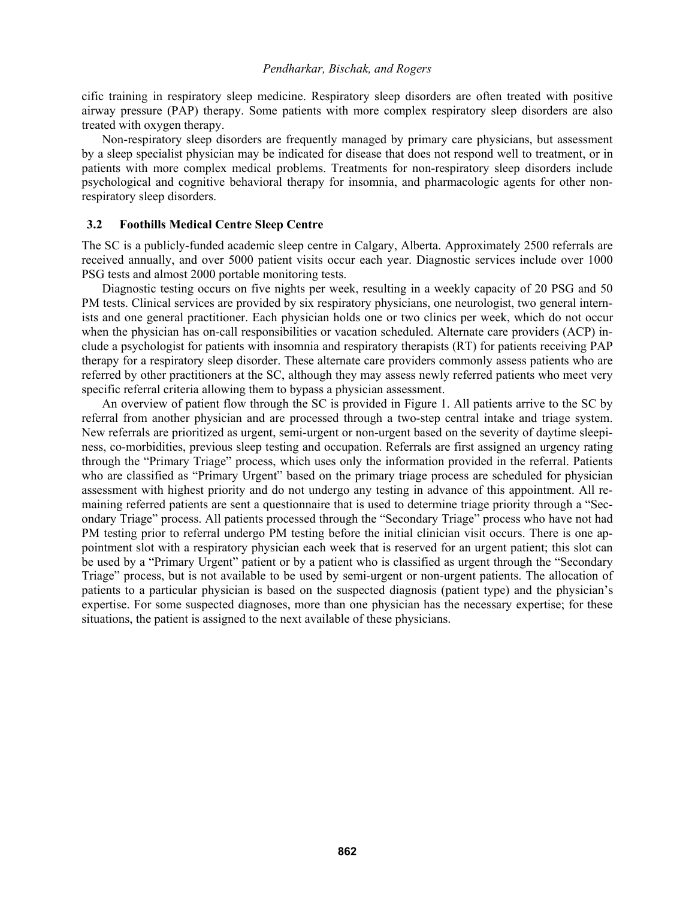cific training in respiratory sleep medicine. Respiratory sleep disorders are often treated with positive airway pressure (PAP) therapy. Some patients with more complex respiratory sleep disorders are also treated with oxygen therapy.

Non-respiratory sleep disorders are frequently managed by primary care physicians, but assessment by a sleep specialist physician may be indicated for disease that does not respond well to treatment, or in patients with more complex medical problems. Treatments for non-respiratory sleep disorders include psychological and cognitive behavioral therapy for insomnia, and pharmacologic agents for other non-respiratory sleep disorders.

### 3.2 Foothills Medical Centre Sleep Centre

The SC is a publicly-funded academic sleep centre in Calgary, Alberta. Approximately 2500 referrals are received annually, and over 5000 patient visits occur each year. Diagnostic services include over 1000 PSG tests and almost 2000 portable monitoring tests.

Diagnostic testing occurs on five nights per week, resulting in a weekly capacity of 20 PSG and 50 PM tests. Clinical services are provided by six respiratory physicians, one neurologist, two general internists and one general practitioner. Each physician holds one or two clinics per week, which do not occur when the physician has on-call responsibilities or vacation scheduled. Alternate care providers (ACP) include a psychologist for patients with insomnia and respiratory therapists (RT) for patients receiving PAP therapy for a respiratory sleep disorder. These alternate care providers commonly assess patients who are referred by other practitioners at the SC, although they may assess newly referred patients who meet very specific referral criteria allowing them to bypass a physician assessment.

An overview of patient flow through the SC is provided in Figure 1. All patients arrive to the SC by referral from another physician and are processed through a two-step central intake and triage system. New referrals are prioritized as urgent, semi-urgent or non-urgent based on the severity of daytime sleepiness, co-morbidities, previous sleep testing and occupation. Referrals are first assigned an urgency rating through the "Primary Triage" process, which uses only the information provided in the referral. Patients who are classified as "Primary Urgent" based on the primary triage process are scheduled for physician assessment with highest priority and do not undergo any testing in advance of this appointment. All remaining referred patients are sent a questionnaire that is used to determine triage priority through a "Secondary Triage" process. All patients processed through the "Secondary Triage" process who have not had PM testing prior to referral undergo PM testing before the initial clinician visit occurs. There is one appointment slot with a respiratory physician each week that is reserved for an urgent patient; this slot can be used by a "Primary Urgent" patient or by a patient who is classified as urgent through the "Secondary Triage" process, but is not available to be used by semi-urgent or non-urgent patients. The allocation of patients to a particular physician is based on the suspected diagnosis (patient type) and the physician's expertise. For some suspected diagnoses, more than one physician has the necessary expertise; for these situations, the patient is assigned to the next available of these physicians.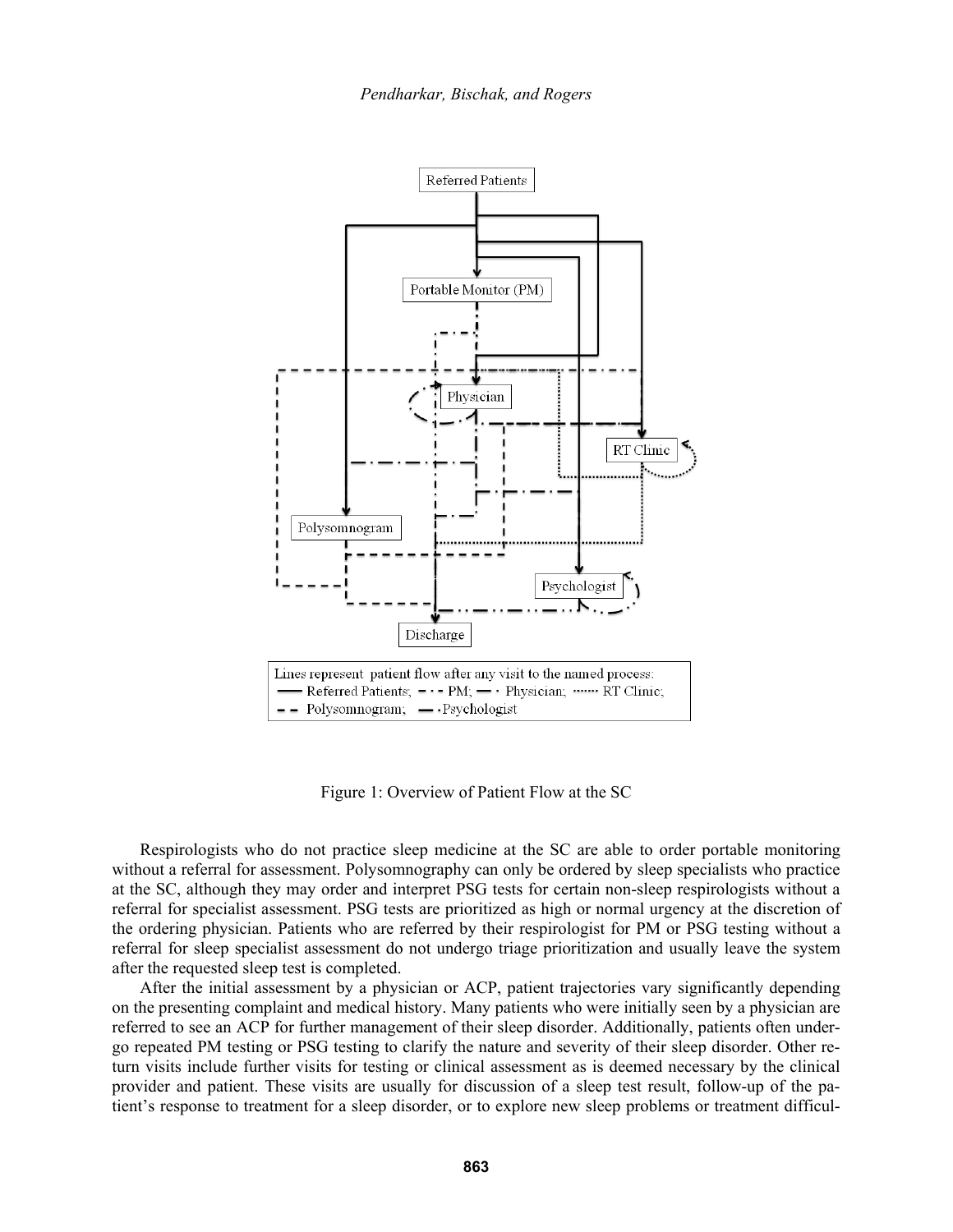Figure 1: Overview of Patient Flow at the SC

Respirologists who do not practice sleep medicine at the SC are able to order portable monitoring without a referral for assessment. Polysomnography can only be ordered by sleep specialists who practice at the SC, although they may order and interpret PSG tests for certain non-sleep respirologists without a referral for specialist assessment. PSG tests are prioritized as high or normal urgency at the discretion of the ordering physician. Patients who are referred by their respirologist for PM or PSG testing without a referral for sleep specialist assessment do not undergo triage prioritization and usually leave the system after the requested sleep test is completed.

After the initial assessment by a physician or ACP, patient trajectories vary significantly depending on the presenting complaint and medical history. Many patients who were initially seen by a physician are referred to see an ACP for further management of their sleep disorder. Additionally, patients often undergo repeated PM testing or PSG testing to clarify the nature and severity of their sleep disorder. Other return visits include further visits for testing or clinical assessment as is deemed necessary by the clinical provider and patient. These visits are usually for discussion of a sleep test result, follow-up of the patient's response to treatment for a sleep disorder, or to explore new sleep problems or treatment difficul-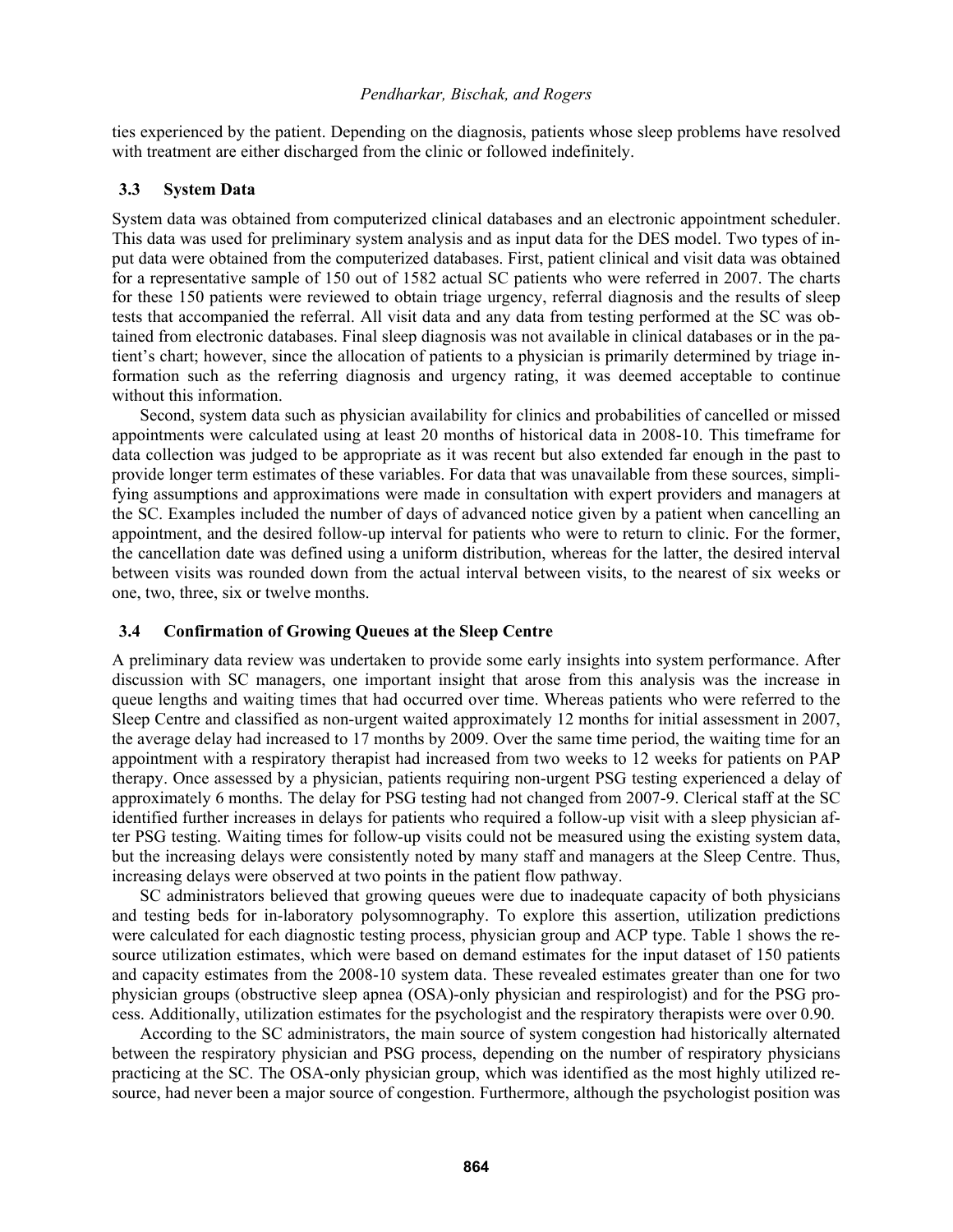ties experienced by the patient. Depending on the diagnosis, patients whose sleep problems have resolved with treatment are either discharged from the clinic or followed indefinitely.

### 3.3 System Data

System data was obtained from computerized clinical databases and an electronic appointment scheduler. This data was used for preliminary system analysis and as input data for the DES model. Two types of input data were obtained from the computerized databases. First, patient clinical and visit data was obtained for a representative sample of 150 out of 1582 actual SC patients who were referred in 2007. The charts for these 150 patients were reviewed to obtain triage urgency, referral diagnosis and the results of sleep tests that accompanied the referral. All visit data and any data from testing performed at the SC was obtained from electronic databases. Final sleep diagnosis was not available in clinical databases or in the patient's chart; however, since the allocation of patients to a physician is primarily determined by triage information such as the referring diagnosis and urgency rating, it was deemed acceptable to continue without this information.

Second, system data such as physician availability for clinics and probabilities of cancelled or missed appointments were calculated using at least 20 months of historical data in 2008-10. This timeframe for data collection was judged to be appropriate as it was recent but also extended far enough in the past to provide longer term estimates of these variables. For data that was unavailable from these sources, simplifying assumptions and approximations were made in consultation with expert providers and managers at the SC. Examples included the number of days of advanced notice given by a patient when cancelling an appointment, and the desired follow-up interval for patients who were to return to clinic. For the former, the cancellation date was defined using a uniform distribution, whereas for the latter, the desired interval between visits was rounded down from the actual interval between visits, to the nearest of six weeks or one, two, three, six or twelve months.

### 3.4 Confirmation of Growing Queues at the Sleep Centre

A preliminary data review was undertaken to provide some early insights into system performance. After discussion with SC managers, one important insight that arose from this analysis was the increase in queue lengths and waiting times that had occurred over time. Whereas patients who were referred to the Sleep Centre and classified as non-urgent waited approximately 12 months for initial assessment in 2007, the average delay had increased to 17 months by 2009. Over the same time period, the waiting time for an appointment with a respiratory therapist had increased from two weeks to 12 weeks for patients on PAP therapy. Once assessed by a physician, patients requiring non-urgent PSG testing experienced a delay of approximately 6 months. The delay for PSG testing had not changed from 2007-9. Clerical staff at the SC identified further increases in delays for patients who required a follow-up visit with a sleep physician after PSG testing. Waiting times for follow-up visits could not be measured using the existing system data, but the increasing delays were consistently noted by many staff and managers at the Sleep Centre. Thus, increasing delays were observed at two points in the patient flow pathway.

SC administrators believed that growing queues were due to inadequate capacity of both physicians and testing beds for in-laboratory polysomnography. To explore this assertion, utilization predictions were calculated for each diagnostic testing process, physician group and ACP type. Table 1 shows the resource utilization estimates, which were based on demand estimates for the input dataset of 150 patients and capacity estimates from the 2008-10 system data. These revealed estimates greater than one for two physician groups (obstructive sleep apnea (OSA)-only physician and respirologist) and for the PSG process. Additionally, utilization estimates for the psychologist and the respiratory therapists were over 0.90.

According to the SC administrators, the main source of system congestion had historically alternated between the respiratory physician and PSG process, depending on the number of respiratory physicians practicing at the SC. The OSA-only physician group, which was identified as the most highly utilized resource, had never been a major source of congestion. Furthermore, although the psychologist position was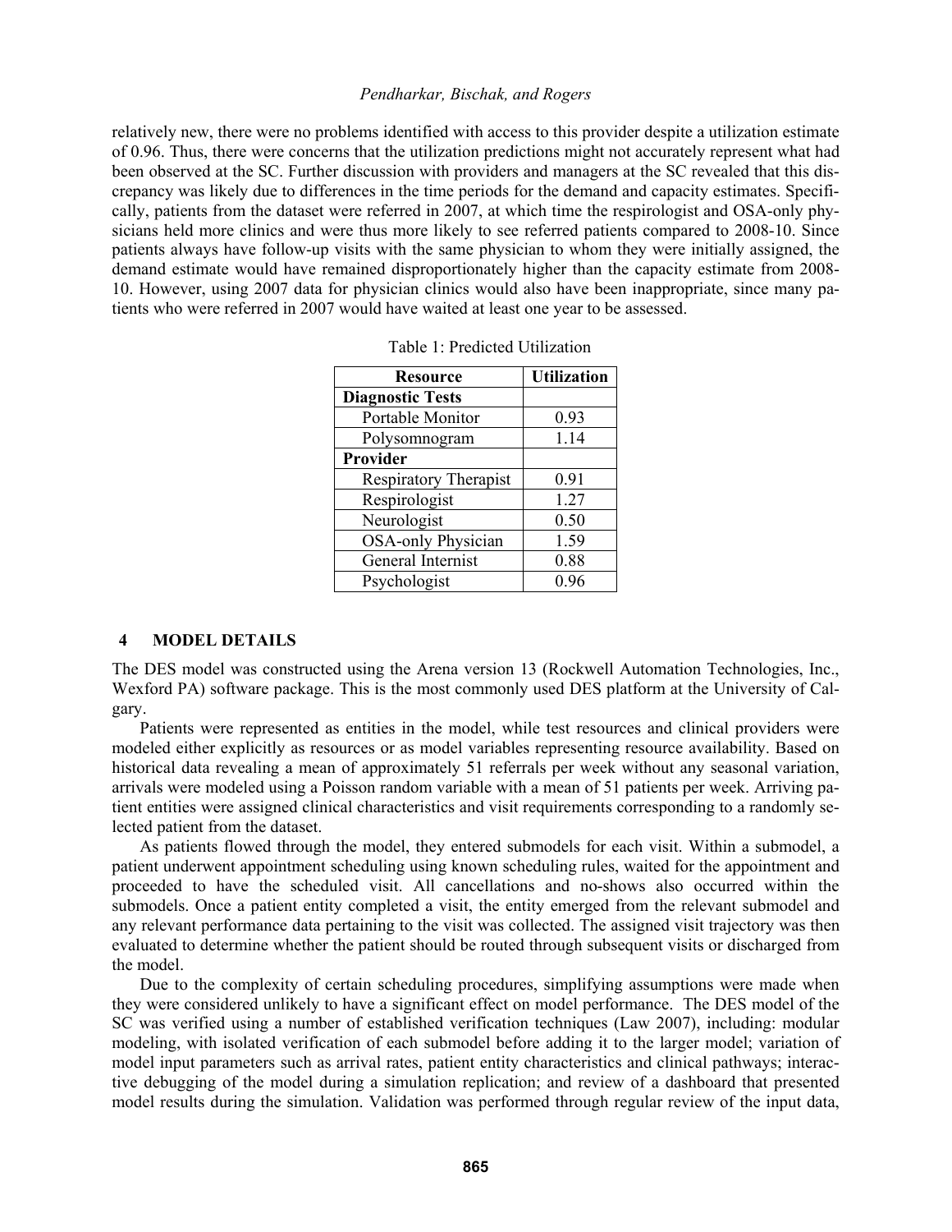relatively new, there were no problems identified with access to this provider despite a utilization estimate of 0.96. Thus, there were concerns that the utilization predictions might not accurately represent what had been observed at the SC. Further discussion with providers and managers at the SC revealed that this discrepancy was likely due to differences in the time periods for the demand and capacity estimates. Specifically, patients from the dataset were referred in 2007, at which time the respirologist and OSA-only physicians held more clinics and were thus more likely to see referred patients compared to 2008-10. Since patients always have follow-up visits with the same physician to whom they were initially assigned, the demand estimate would have remained disproportionately higher than the capacity estimate from 2008-10. However, using 2007 data for physician clinics would also have been inappropriate, since many patients who were referred in 2007 would have waited at least one year to be assessed.

Table 1: Predicted Utilization

| Resource | Utilization |
|---|---|
| **Diagnostic Tests** | |
| Portable Monitor | 0.93 |
| Polysomnogram | 1.14 |
| **Provider** | |
| Respiratory Therapist | 0.91 |
| Respirologist | 1.27 |
| Neurologist | 0.50 |
| OSA-only Physician | 1.59 |
| General Internist | 0.88 |
| Psychologist | 0.96 |

## 4 MODEL DETAILS

The DES model was constructed using the Arena version 13 (Rockwell Automation Technologies, Inc., Wexford PA) software package. This is the most commonly used DES platform at the University of Calgary.

Patients were represented as entities in the model, while test resources and clinical providers were modeled either explicitly as resources or as model variables representing resource availability. Based on historical data revealing a mean of approximately 51 referrals per week without any seasonal variation, arrivals were modeled using a Poisson random variable with a mean of 51 patients per week. Arriving patient entities were assigned clinical characteristics and visit requirements corresponding to a randomly selected patient from the dataset.

As patients flowed through the model, they entered submodels for each visit. Within a submodel, a patient underwent appointment scheduling using known scheduling rules, waited for the appointment and proceeded to have the scheduled visit. All cancellations and no-shows also occurred within the submodels. Once a patient entity completed a visit, the entity emerged from the relevant submodel and any relevant performance data pertaining to the visit was collected. The assigned visit trajectory was then evaluated to determine whether the patient should be routed through subsequent visits or discharged from the model.

Due to the complexity of certain scheduling procedures, simplifying assumptions were made when they were considered unlikely to have a significant effect on model performance. The DES model of the SC was verified using a number of established verification techniques (Law 2007), including: modular modeling, with isolated verification of each submodel before adding it to the larger model; variation of model input parameters such as arrival rates, patient entity characteristics and clinical pathways; interactive debugging of the model during a simulation replication; and review of a dashboard that presented model results during the simulation. Validation was performed through regular review of the input data,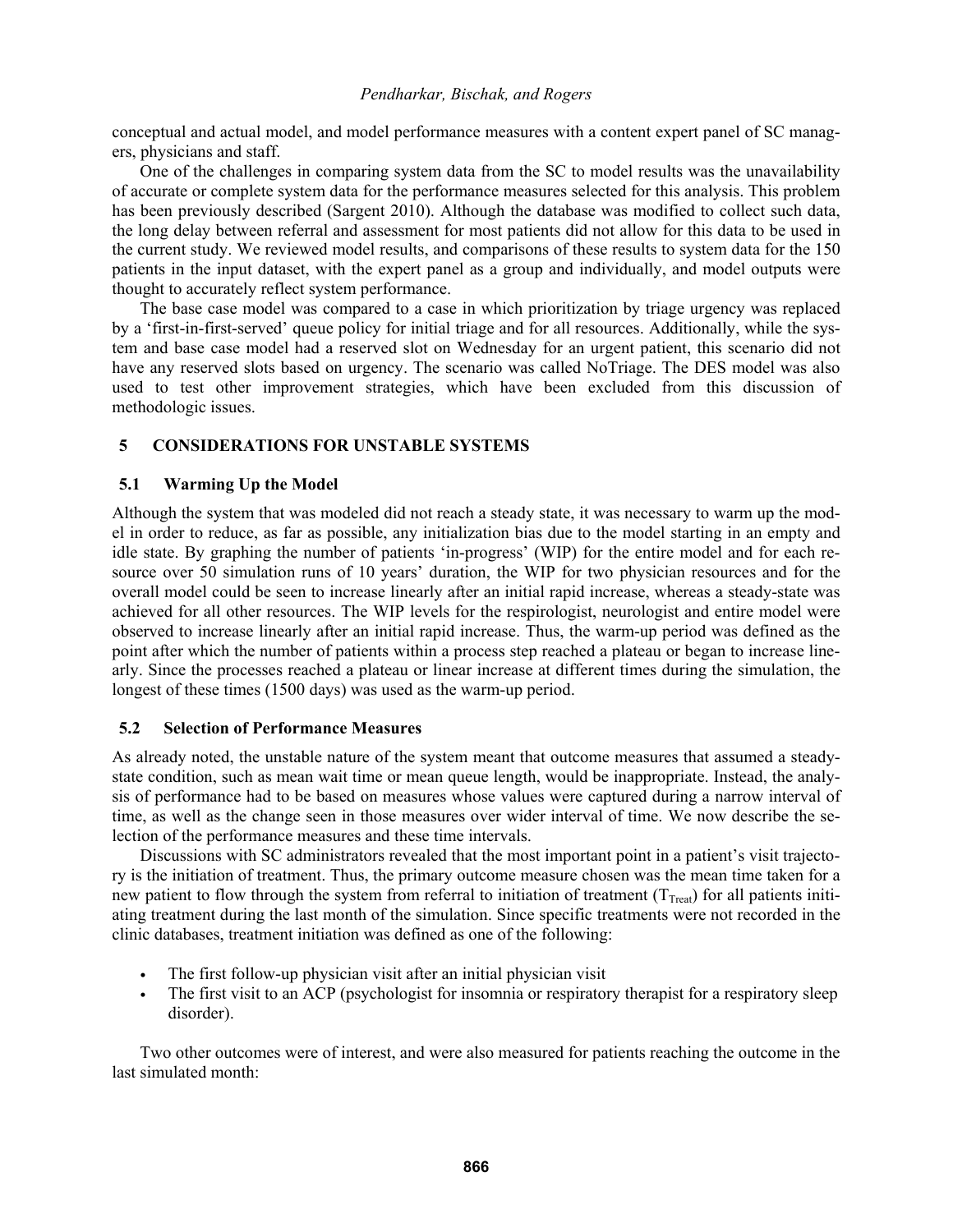conceptual and actual model, and model performance measures with a content expert panel of SC managers, physicians and staff.

One of the challenges in comparing system data from the SC to model results was the unavailability of accurate or complete system data for the performance measures selected for this analysis. This problem has been previously described (Sargent 2010). Although the database was modified to collect such data, the long delay between referral and assessment for most patients did not allow for this data to be used in the current study. We reviewed model results, and comparisons of these results to system data for the 150 patients in the input dataset, with the expert panel as a group and individually, and model outputs were thought to accurately reflect system performance.

The base case model was compared to a case in which prioritization by triage urgency was replaced by a 'first-in-first-served' queue policy for initial triage and for all resources. Additionally, while the system and base case model had a reserved slot on Wednesday for an urgent patient, this scenario did not have any reserved slots based on urgency. The scenario was called NoTriage. The DES model was also used to test other improvement strategies, which have been excluded from this discussion of methodologic issues.

## 5 CONSIDERATIONS FOR UNSTABLE SYSTEMS

### 5.1 Warming Up the Model

Although the system that was modeled did not reach a steady state, it was necessary to warm up the model in order to reduce, as far as possible, any initialization bias due to the model starting in an empty and idle state. By graphing the number of patients 'in-progress' (WIP) for the entire model and for each resource over 50 simulation runs of 10 years' duration, the WIP for two physician resources and for the overall model could be seen to increase linearly after an initial rapid increase, whereas a steady-state was achieved for all other resources. The WIP levels for the respirologist, neurologist and entire model were observed to increase linearly after an initial rapid increase. Thus, the warm-up period was defined as the point after which the number of patients within a process step reached a plateau or began to increase linearly. Since the processes reached a plateau or linear increase at different times during the simulation, the longest of these times (1500 days) was used as the warm-up period.

### 5.2 Selection of Performance Measures

As already noted, the unstable nature of the system meant that outcome measures that assumed a steady-state condition, such as mean wait time or mean queue length, would be inappropriate. Instead, the analysis of performance had to be based on measures whose values were captured during a narrow interval of time, as well as the change seen in those measures over wider interval of time. We now describe the selection of the performance measures and these time intervals.

Discussions with SC administrators revealed that the most important point in a patient's visit trajectory is the initiation of treatment. Thus, the primary outcome measure chosen was the mean time taken for a new patient to flow through the system from referral to initiation of treatment ($T_{Treat}$) for all patients initiating treatment during the last month of the simulation. Since specific treatments were not recorded in the clinic databases, treatment initiation was defined as one of the following:

- The first follow-up physician visit after an initial physician visit
- The first visit to an ACP (psychologist for insomnia or respiratory therapist for a respiratory sleep disorder).

Two other outcomes were of interest, and were also measured for patients reaching the outcome in the last simulated month: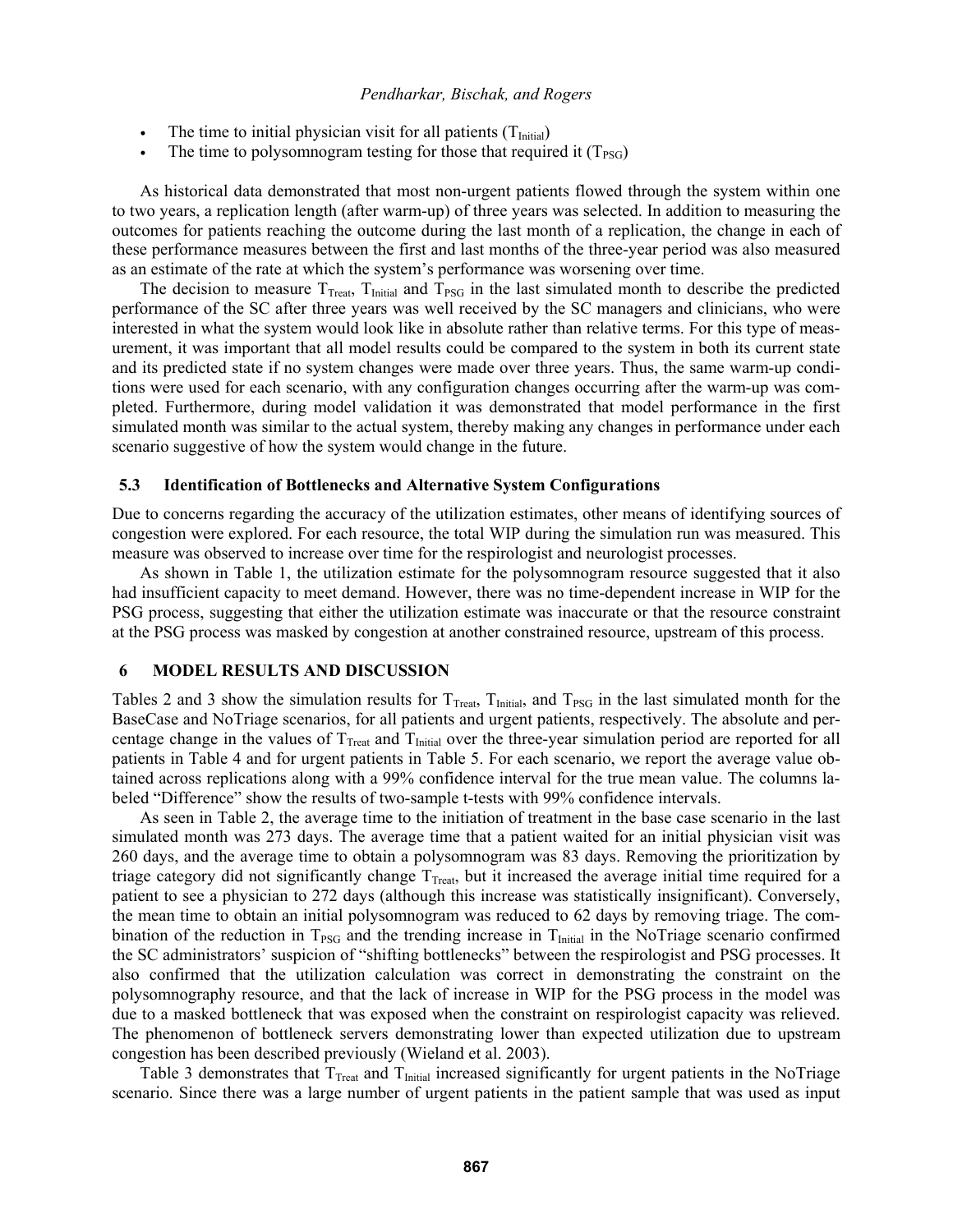- The time to initial physician visit for all patients ($T_{Initial}$)
- The time to polysomnogram testing for those that required it ($T_{PSG}$)

As historical data demonstrated that most non-urgent patients flowed through the system within one to two years, a replication length (after warm-up) of three years was selected. In addition to measuring the outcomes for patients reaching the outcome during the last month of a replication, the change in each of these performance measures between the first and last months of the three-year period was also measured as an estimate of the rate at which the system's performance was worsening over time.

The decision to measure $T_{Treat}$, $T_{Initial}$ and $T_{PSG}$ in the last simulated month to describe the predicted performance of the SC after three years was well received by the SC managers and clinicians, who were interested in what the system would look like in absolute rather than relative terms. For this type of measurement, it was important that all model results could be compared to the system in both its current state and its predicted state if no system changes were made over three years. Thus, the same warm-up conditions were used for each scenario, with any configuration changes occurring after the warm-up was completed. Furthermore, during model validation it was demonstrated that model performance in the first simulated month was similar to the actual system, thereby making any changes in performance under each scenario suggestive of how the system would change in the future.

### 5.3 Identification of Bottlenecks and Alternative System Configurations

Due to concerns regarding the accuracy of the utilization estimates, other means of identifying sources of congestion were explored. For each resource, the total WIP during the simulation run was measured. This measure was observed to increase over time for the respirologist and neurologist processes.

As shown in Table 1, the utilization estimate for the polysomnogram resource suggested that it also had insufficient capacity to meet demand. However, there was no time-dependent increase in WIP for the PSG process, suggesting that either the utilization estimate was inaccurate or that the resource constraint at the PSG process was masked by congestion at another constrained resource, upstream of this process.

## 6 MODEL RESULTS AND DISCUSSION

Tables 2 and 3 show the simulation results for $T_{Treat}$, $T_{Initial}$, and $T_{PSG}$ in the last simulated month for the BaseCase and NoTriage scenarios, for all patients and urgent patients, respectively. The absolute and percentage change in the values of $T_{Treat}$ and $T_{Initial}$ over the three-year simulation period are reported for all patients in Table 4 and for urgent patients in Table 5. For each scenario, we report the average value obtained across replications along with a 99% confidence interval for the true mean value. The columns labeled "Difference" show the results of two-sample t-tests with 99% confidence intervals.

As seen in Table 2, the average time to the initiation of treatment in the base case scenario in the last simulated month was 273 days. The average time that a patient waited for an initial physician visit was 260 days, and the average time to obtain a polysomnogram was 83 days. Removing the prioritization by triage category did not significantly change $T_{Treat}$, but it increased the average initial time required for a patient to see a physician to 272 days (although this increase was statistically insignificant). Conversely, the mean time to obtain an initial polysomnogram was reduced to 62 days by removing triage. The combination of the reduction in $T_{PSG}$ and the trending increase in $T_{Initial}$ in the NoTriage scenario confirmed the SC administrators' suspicion of "shifting bottlenecks" between the respirologist and PSG processes. It also confirmed that the utilization calculation was correct in demonstrating the constraint on the polysomnography resource, and that the lack of increase in WIP for the PSG process in the model was due to a masked bottleneck that was exposed when the constraint on respirologist capacity was relieved. The phenomenon of bottleneck servers demonstrating lower than expected utilization due to upstream congestion has been described previously (Wieland et al. 2003).

Table 3 demonstrates that $T_{Treat}$ and $T_{Initial}$ increased significantly for urgent patients in the NoTriage scenario. Since there was a large number of urgent patients in the patient sample that was used as input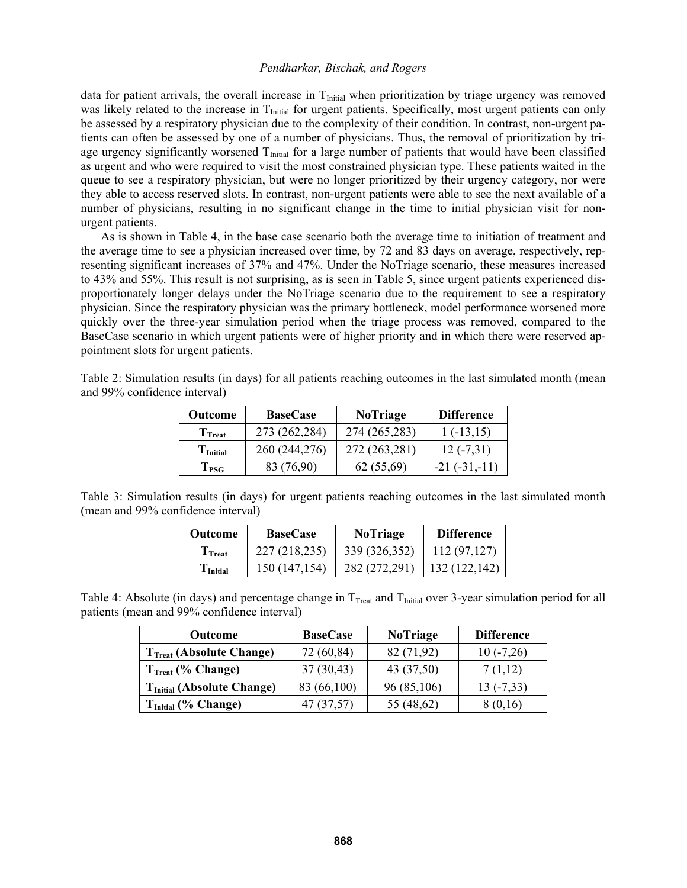data for patient arrivals, the overall increase in $T_{Initial}$ when prioritization by triage urgency was removed was likely related to the increase in $T_{Initial}$ for urgent patients. Specifically, most urgent patients can only be assessed by a respiratory physician due to the complexity of their condition. In contrast, non-urgent patients can often be assessed by one of a number of physicians. Thus, the removal of prioritization by triage urgency significantly worsened $T_{Initial}$ for a large number of patients that would have been classified as urgent and who were required to visit the most constrained physician type. These patients waited in the queue to see a respiratory physician, but were no longer prioritized by their urgency category, nor were they able to access reserved slots. In contrast, non-urgent patients were able to see the next available of a number of physicians, resulting in no significant change in the time to initial physician visit for non-urgent patients.

As is shown in Table 4, in the base case scenario both the average time to initiation of treatment and the average time to see a physician increased over time, by 72 and 83 days on average, respectively, representing significant increases of 37% and 47%. Under the NoTriage scenario, these measures increased to 43% and 55%. This result is not surprising, as is seen in Table 5, since urgent patients experienced disproportionately longer delays under the NoTriage scenario due to the requirement to see a respiratory physician. Since the respiratory physician was the primary bottleneck, model performance worsened more quickly over the three-year simulation period when the triage process was removed, compared to the BaseCase scenario in which urgent patients were of higher priority and in which there were reserved appointment slots for urgent patients.

Table 2: Simulation results (in days) for all patients reaching outcomes in the last simulated month (mean and 99% confidence interval)

| Outcome | BaseCase | NoTriage | Difference |
|---|---|---|---|
| $T_{Treat}$ | 273 (262,284) | 274 (265,283) | 1 (-13,15) |
| $T_{Initial}$ | 260 (244,276) | 272 (263,281) | 12 (-7,31) |
| $T_{PSG}$ | 83 (76,90) | 62 (55,69) | -21 (-31,-11) |

Table 3: Simulation results (in days) for urgent patients reaching outcomes in the last simulated month (mean and 99% confidence interval)

| Outcome | BaseCase | NoTriage | Difference |
|---|---|---|---|
| $T_{Treat}$ | 227 (218,235) | 339 (326,352) | 112 (97,127) |
| $T_{Initial}$ | 150 (147,154) | 282 (272,291) | 132 (122,142) |

Table 4: Absolute (in days) and percentage change in $T_{Treat}$ and $T_{Initial}$ over 3-year simulation period for all patients (mean and 99% confidence interval)

| Outcome | BaseCase | NoTriage | Difference |
|---|---|---|---|
| $T_{Treat}$ (Absolute Change) | 72 (60,84) | 82 (71,92) | 10 (-7,26) |
| $T_{Treat}$ (% Change) | 37 (30,43) | 43 (37,50) | 7 (1,12) |
| $T_{Initial}$ (Absolute Change) | 83 (66,100) | 96 (85,106) | 13 (-7,33) |
| $T_{Initial}$ (% Change) | 47 (37,57) | 55 (48,62) | 8 (0,16) |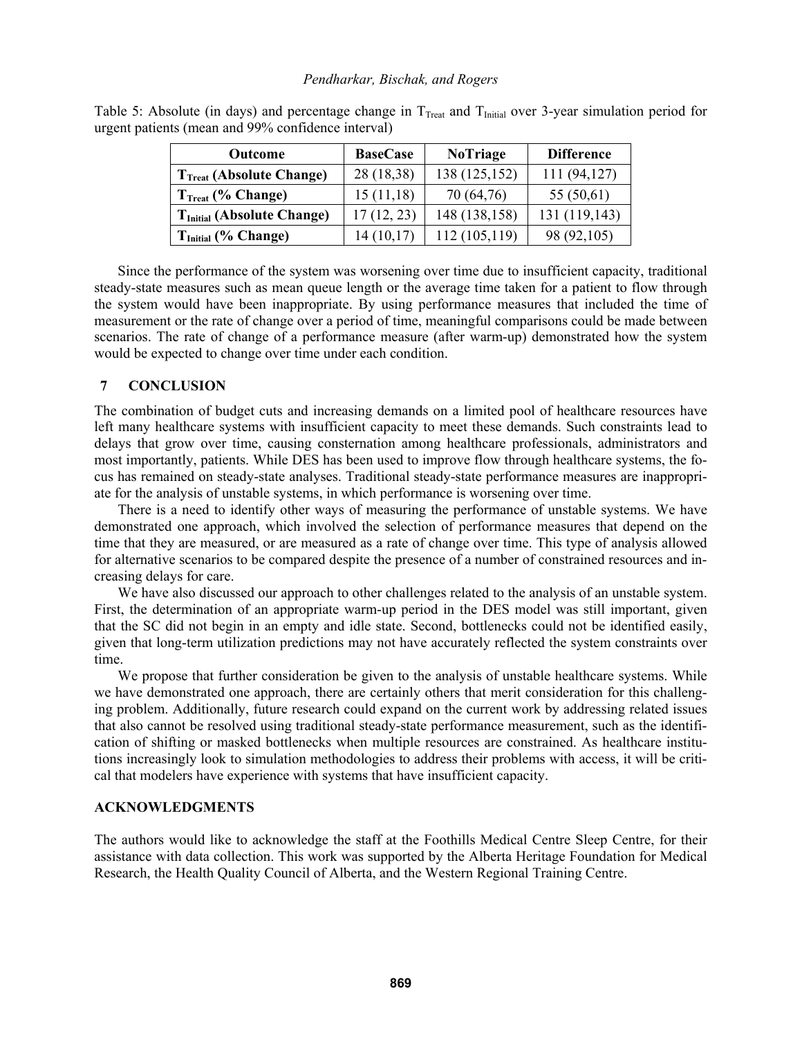Table 5: Absolute (in days) and percentage change in $T_{Treat}$ and $T_{Initial}$ over 3-year simulation period for urgent patients (mean and 99% confidence interval)

| Outcome | BaseCase | NoTriage | Difference |
|---|---|---|---|
| $T_{Treat}$ (Absolute Change) | 28 (18,38) | 138 (125,152) | 111 (94,127) |
| $T_{Treat}$ (% Change) | 15 (11,18) | 70 (64,76) | 55 (50,61) |
| $T_{Initial}$ (Absolute Change) | 17 (12, 23) | 148 (138,158) | 131 (119,143) |
| $T_{Initial}$ (% Change) | 14 (10,17) | 112 (105,119) | 98 (92,105) |

Since the performance of the system was worsening over time due to insufficient capacity, traditional steady-state measures such as mean queue length or the average time taken for a patient to flow through the system would have been inappropriate. By using performance measures that included the time of measurement or the rate of change over a period of time, meaningful comparisons could be made between scenarios. The rate of change of a performance measure (after warm-up) demonstrated how the system would be expected to change over time under each condition.

## 7 CONCLUSION

The combination of budget cuts and increasing demands on a limited pool of healthcare resources have left many healthcare systems with insufficient capacity to meet these demands. Such constraints lead to delays that grow over time, causing consternation among healthcare professionals, administrators and most importantly, patients. While DES has been used to improve flow through healthcare systems, the focus has remained on steady-state analyses. Traditional steady-state performance measures are inappropriate for the analysis of unstable systems, in which performance is worsening over time.

There is a need to identify other ways of measuring the performance of unstable systems. We have demonstrated one approach, which involved the selection of performance measures that depend on the time that they are measured, or are measured as a rate of change over time. This type of analysis allowed for alternative scenarios to be compared despite the presence of a number of constrained resources and increasing delays for care.

We have also discussed our approach to other challenges related to the analysis of an unstable system. First, the determination of an appropriate warm-up period in the DES model was still important, given that the SC did not begin in an empty and idle state. Second, bottlenecks could not be identified easily, given that long-term utilization predictions may not have accurately reflected the system constraints over time.

We propose that further consideration be given to the analysis of unstable healthcare systems. While we have demonstrated one approach, there are certainly others that merit consideration for this challenging problem. Additionally, future research could expand on the current work by addressing related issues that also cannot be resolved using traditional steady-state performance measurement, such as the identification of shifting or masked bottlenecks when multiple resources are constrained. As healthcare institutions increasingly look to simulation methodologies to address their problems with access, it will be critical that modelers have experience with systems that have insufficient capacity.

## ACKNOWLEDGMENTS

The authors would like to acknowledge the staff at the Foothills Medical Centre Sleep Centre, for their assistance with data collection. This work was supported by the Alberta Heritage Foundation for Medical Research, the Health Quality Council of Alberta, and the Western Regional Training Centre.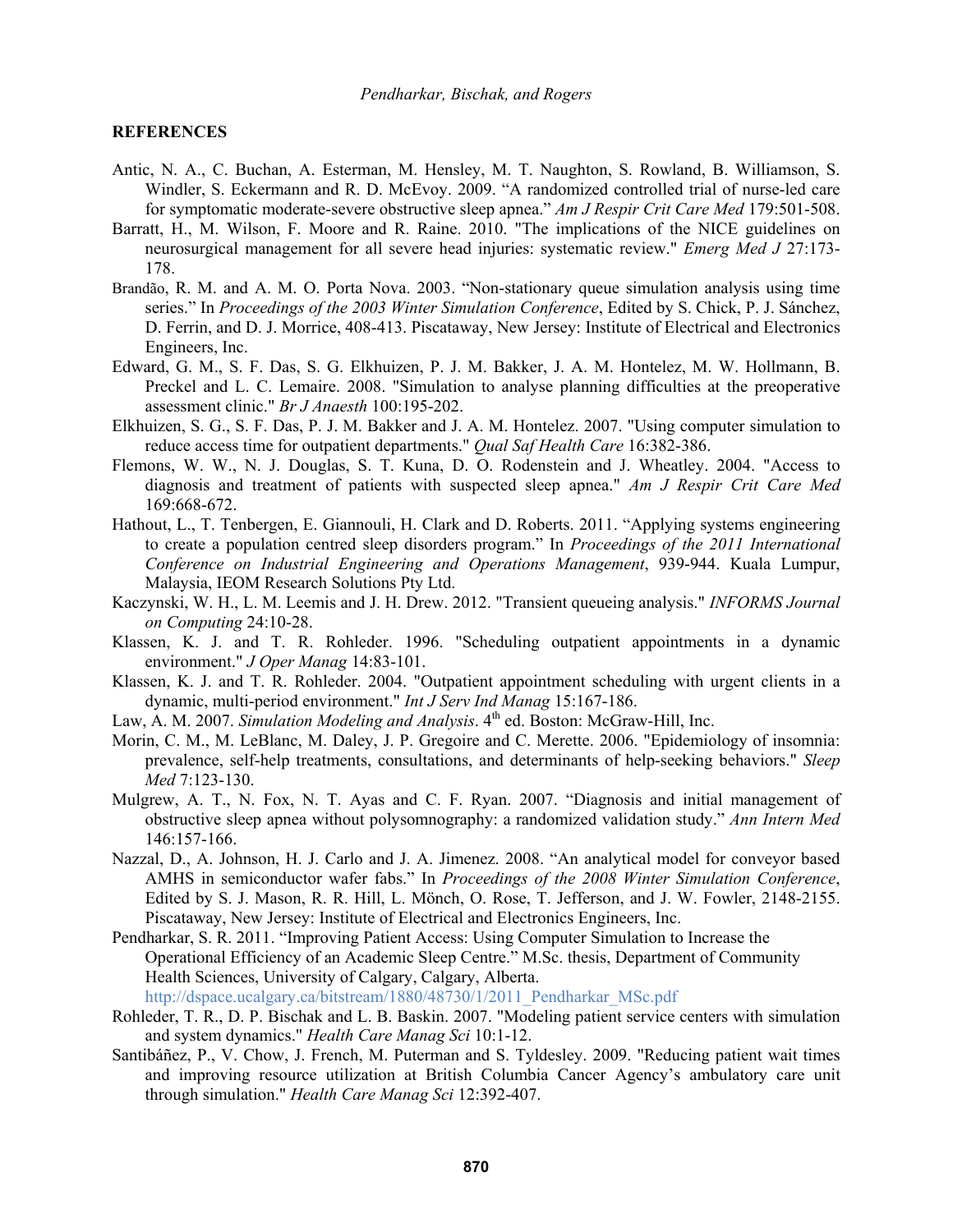## REFERENCES

Antic, N. A., C. Buchan, A. Esterman, M. Hensley, M. T. Naughton, S. Rowland, B. Williamson, S. Windler, S. Eckermann and R. D. McEvoy. 2009. "A randomized controlled trial of nurse-led care for symptomatic moderate-severe obstructive sleep apnea." *Am J Respir Crit Care Med* 179:501-508.

Barratt, H., M. Wilson, F. Moore and R. Raine. 2010. "The implications of the NICE guidelines on neurosurgical management for all severe head injuries: systematic review." *Emerg Med J* 27:173-178.

Brandão, R. M. and A. M. O. Porta Nova. 2003. "Non-stationary queue simulation analysis using time series." In *Proceedings of the 2003 Winter Simulation Conference*, Edited by S. Chick, P. J. Sánchez, D. Ferrin, and D. J. Morrice, 408-413. Piscataway, New Jersey: Institute of Electrical and Electronics Engineers, Inc.

Edward, G. M., S. F. Das, S. G. Elkhuizen, P. J. M. Bakker, J. A. M. Hontelez, M. W. Hollmann, B. Preckel and L. C. Lemaire. 2008. "Simulation to analyse planning difficulties at the preoperative assessment clinic." *Br J Anaesth* 100:195-202.

Elkhuizen, S. G., S. F. Das, P. J. M. Bakker and J. A. M. Hontelez. 2007. "Using computer simulation to reduce access time for outpatient departments." *Qual Saf Health Care* 16:382-386.

Flemons, W. W., N. J. Douglas, S. T. Kuna, D. O. Rodenstein and J. Wheatley. 2004. "Access to diagnosis and treatment of patients with suspected sleep apnea." *Am J Respir Crit Care Med* 169:668-672.

Hathout, L., T. Tenbergen, E. Giannouli, H. Clark and D. Roberts. 2011. "Applying systems engineering to create a population centred sleep disorders program." In *Proceedings of the 2011 International Conference on Industrial Engineering and Operations Management*, 939-944. Kuala Lumpur, Malaysia, IEOM Research Solutions Pty Ltd.

Kaczynski, W. H., L. M. Leemis and J. H. Drew. 2012. "Transient queueing analysis." *INFORMS Journal on Computing* 24:10-28.

Klassen, K. J. and T. R. Rohleder. 1996. "Scheduling outpatient appointments in a dynamic environment." *J Oper Manag* 14:83-101.

Klassen, K. J. and T. R. Rohleder. 2004. "Outpatient appointment scheduling with urgent clients in a dynamic, multi-period environment." *Int J Serv Ind Manag* 15:167-186.

Law, A. M. 2007. *Simulation Modeling and Analysis*. 4th ed. Boston: McGraw-Hill, Inc.

Morin, C. M., M. LeBlanc, M. Daley, J. P. Gregoire and C. Merette. 2006. "Epidemiology of insomnia: prevalence, self-help treatments, consultations, and determinants of help-seeking behaviors." *Sleep Med* 7:123-130.

Mulgrew, A. T., N. Fox, N. T. Ayas and C. F. Ryan. 2007. "Diagnosis and initial management of obstructive sleep apnea without polysomnography: a randomized validation study." *Ann Intern Med* 146:157-166.

Nazzal, D., A. Johnson, H. J. Carlo and J. A. Jimenez. 2008. "An analytical model for conveyor based AMHS in semiconductor wafer fabs." In *Proceedings of the 2008 Winter Simulation Conference*, Edited by S. J. Mason, R. R. Hill, L. Mönch, O. Rose, T. Jefferson, and J. W. Fowler, 2148-2155. Piscataway, New Jersey: Institute of Electrical and Electronics Engineers, Inc.

Pendharkar, S. R. 2011. "Improving Patient Access: Using Computer Simulation to Increase the Operational Efficiency of an Academic Sleep Centre." M.Sc. thesis, Department of Community Health Sciences, University of Calgary, Calgary, Alberta. http://dspace.ucalgary.ca/bitstream/1880/48730/1/2011_Pendharkar_MSc.pdf

Rohleder, T. R., D. P. Bischak and L. B. Baskin. 2007. "Modeling patient service centers with simulation and system dynamics." *Health Care Manag Sci* 10:1-12.

Santibáñez, P., V. Chow, J. French, M. Puterman and S. Tyldesley. 2009. "Reducing patient wait times and improving resource utilization at British Columbia Cancer Agency's ambulatory care unit through simulation." *Health Care Manag Sci* 12:392-407.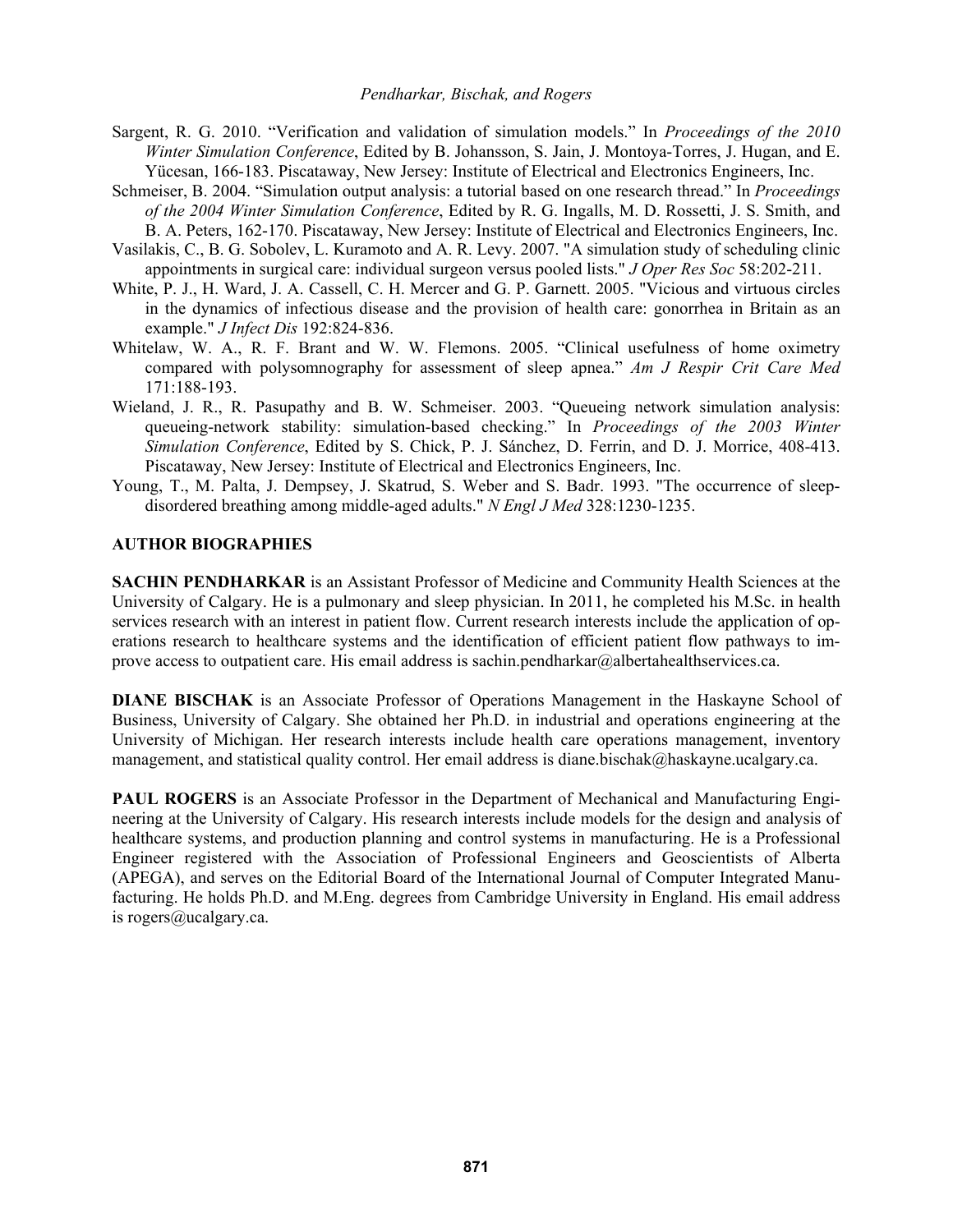Sargent, R. G. 2010. "Verification and validation of simulation models." In *Proceedings of the 2010 Winter Simulation Conference*, Edited by B. Johansson, S. Jain, J. Montoya-Torres, J. Hugan, and E. Yücesan, 166-183. Piscataway, New Jersey: Institute of Electrical and Electronics Engineers, Inc.

Schmeiser, B. 2004. "Simulation output analysis: a tutorial based on one research thread." In *Proceedings of the 2004 Winter Simulation Conference*, Edited by R. G. Ingalls, M. D. Rossetti, J. S. Smith, and B. A. Peters, 162-170. Piscataway, New Jersey: Institute of Electrical and Electronics Engineers, Inc.

Vasilakis, C., B. G. Sobolev, L. Kuramoto and A. R. Levy. 2007. "A simulation study of scheduling clinic appointments in surgical care: individual surgeon versus pooled lists." *J Oper Res Soc* 58:202-211.

White, P. J., H. Ward, J. A. Cassell, C. H. Mercer and G. P. Garnett. 2005. "Vicious and virtuous circles in the dynamics of infectious disease and the provision of health care: gonorrhea in Britain as an example." *J Infect Dis* 192:824-836.

Whitelaw, W. A., R. F. Brant and W. W. Flemons. 2005. "Clinical usefulness of home oximetry compared with polysomnography for assessment of sleep apnea." *Am J Respir Crit Care Med* 171:188-193.

Wieland, J. R., R. Pasupathy and B. W. Schmeiser. 2003. "Queueing network simulation analysis: queueing-network stability: simulation-based checking." In *Proceedings of the 2003 Winter Simulation Conference*, Edited by S. Chick, P. J. Sánchez, D. Ferrin, and D. J. Morrice, 408-413. Piscataway, New Jersey: Institute of Electrical and Electronics Engineers, Inc.

Young, T., M. Palta, J. Dempsey, J. Skatrud, S. Weber and S. Badr. 1993. "The occurrence of sleep-disordered breathing among middle-aged adults." *N Engl J Med* 328:1230-1235.

## AUTHOR BIOGRAPHIES

**SACHIN PENDHARKAR** is an Assistant Professor of Medicine and Community Health Sciences at the University of Calgary. He is a pulmonary and sleep physician. In 2011, he completed his M.Sc. in health services research with an interest in patient flow. Current research interests include the application of operations research to healthcare systems and the identification of efficient patient flow pathways to improve access to outpatient care. His email address is sachin.pendharkar@albertahealthservices.ca.

**DIANE BISCHAK** is an Associate Professor of Operations Management in the Haskayne School of Business, University of Calgary. She obtained her Ph.D. in industrial and operations engineering at the University of Michigan. Her research interests include health care operations management, inventory management, and statistical quality control. Her email address is diane.bischak@haskayne.ucalgary.ca.

**PAUL ROGERS** is an Associate Professor in the Department of Mechanical and Manufacturing Engineering at the University of Calgary. His research interests include models for the design and analysis of healthcare systems, and production planning and control systems in manufacturing. He is a Professional Engineer registered with the Association of Professional Engineers and Geoscientists of Alberta (APEGA), and serves on the Editorial Board of the International Journal of Computer Integrated Manufacturing. He holds Ph.D. and M.Eng. degrees from Cambridge University in England. His email address is rogers@ucalgary.ca.